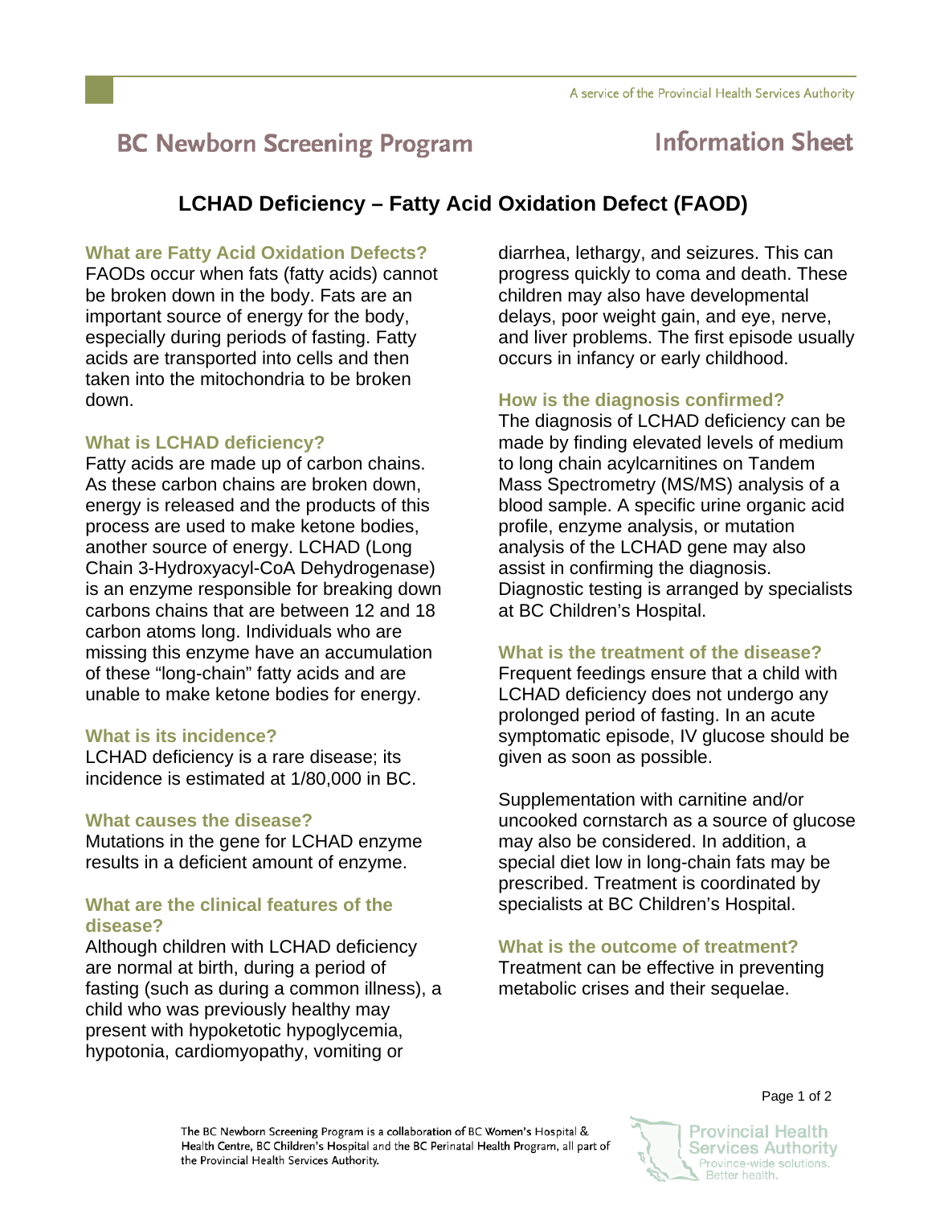# BC Newborn Screening Program — Information Sheet

## LCHAD Deficiency – Fatty Acid Oxidation Defect (FAOD)

### What are Fatty Acid Oxidation Defects?

FAODs occur when fats (fatty acids) cannot be broken down in the body. Fats are an important source of energy for the body, especially during periods of fasting. Fatty acids are transported into cells and then taken into the mitochondria to be broken down.

### What is LCHAD deficiency?

Fatty acids are made up of carbon chains. As these carbon chains are broken down, energy is released and the products of this process are used to make ketone bodies, another source of energy. LCHAD (Long Chain 3-Hydroxyacyl-CoA Dehydrogenase) is an enzyme responsible for breaking down carbons chains that are between 12 and 18 carbon atoms long. Individuals who are missing this enzyme have an accumulation of these "long-chain" fatty acids and are unable to make ketone bodies for energy.

### What is its incidence?

LCHAD deficiency is a rare disease; its incidence is estimated at 1/80,000 in BC.

### What causes the disease?

Mutations in the gene for LCHAD enzyme results in a deficient amount of enzyme.

### What are the clinical features of the disease?

Although children with LCHAD deficiency are normal at birth, during a period of fasting (such as during a common illness), a child who was previously healthy may present with hypoketotic hypoglycemia, hypotonia, cardiomyopathy, vomiting or diarrhea, lethargy, and seizures. This can progress quickly to coma and death. These children may also have developmental delays, poor weight gain, and eye, nerve, and liver problems. The first episode usually occurs in infancy or early childhood.

### How is the diagnosis confirmed?

The diagnosis of LCHAD deficiency can be made by finding elevated levels of medium to long chain acylcarnitines on Tandem Mass Spectrometry (MS/MS) analysis of a blood sample. A specific urine organic acid profile, enzyme analysis, or mutation analysis of the LCHAD gene may also assist in confirming the diagnosis. Diagnostic testing is arranged by specialists at BC Children's Hospital.

### What is the treatment of the disease?

Frequent feedings ensure that a child with LCHAD deficiency does not undergo any prolonged period of fasting. In an acute symptomatic episode, IV glucose should be given as soon as possible.

Supplementation with carnitine and/or uncooked cornstarch as a source of glucose may also be considered. In addition, a special diet low in long-chain fats may be prescribed. Treatment is coordinated by specialists at BC Children's Hospital.

### What is the outcome of treatment?

Treatment can be effective in preventing metabolic crises and their sequelae.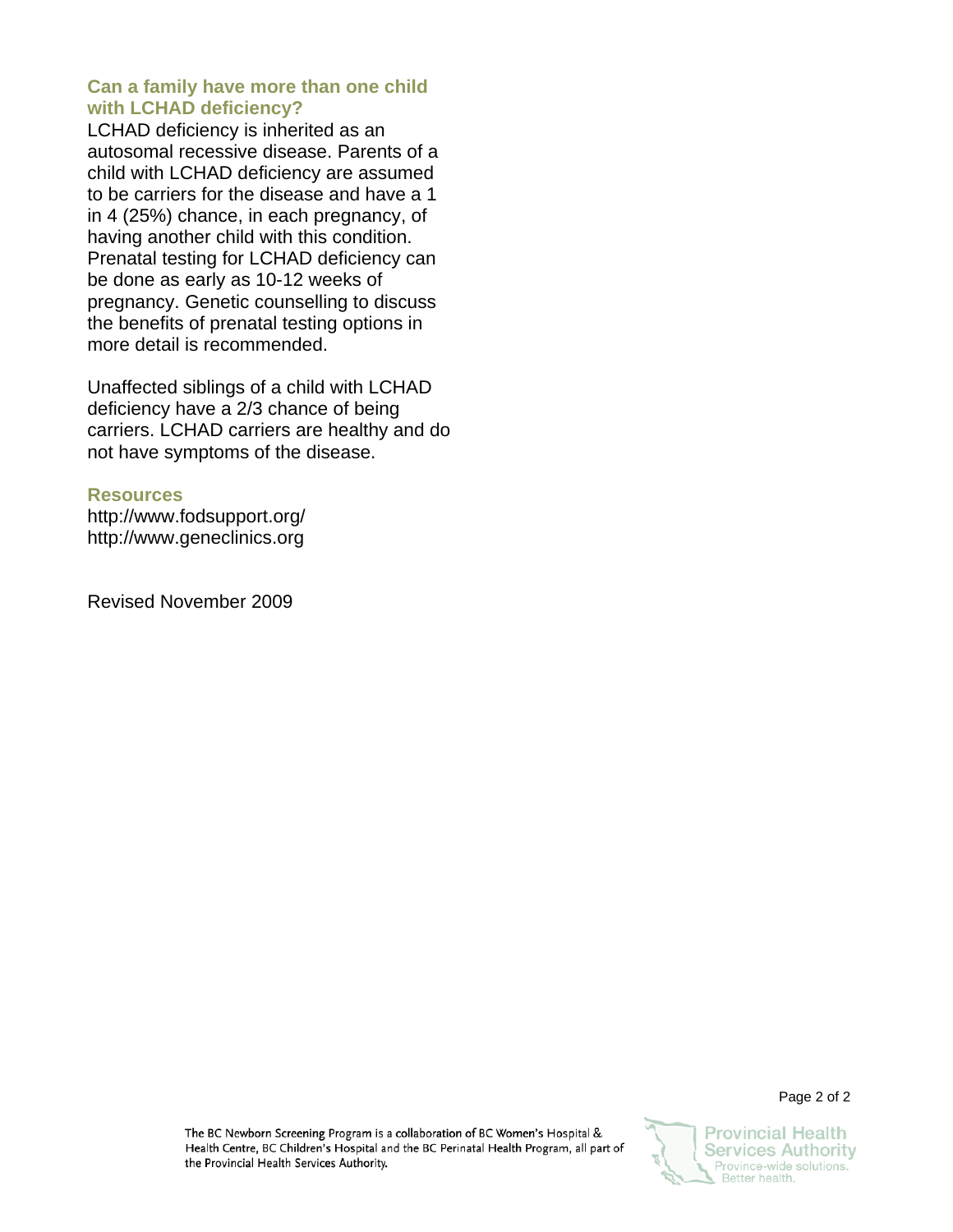## Can a family have more than one child with LCHAD deficiency?

LCHAD deficiency is inherited as an autosomal recessive disease. Parents of a child with LCHAD deficiency are assumed to be carriers for the disease and have a 1 in 4 (25%) chance, in each pregnancy, of having another child with this condition. Prenatal testing for LCHAD deficiency can be done as early as 10-12 weeks of pregnancy. Genetic counselling to discuss the benefits of prenatal testing options in more detail is recommended.

Unaffected siblings of a child with LCHAD deficiency have a 2/3 chance of being carriers. LCHAD carriers are healthy and do not have symptoms of the disease.

## Resources

http://www.fodsupport.org/
http://www.geneclinics.org

Revised November 2009

The BC Newborn Screening Program is a collaboration of BC Women's Hospital & Health Centre, BC Children's Hospital and the BC Perinatal Health Program, all part of the Provincial Health Services Authority.

Provincial Health Services Authority
Province-wide solutions. Better health.